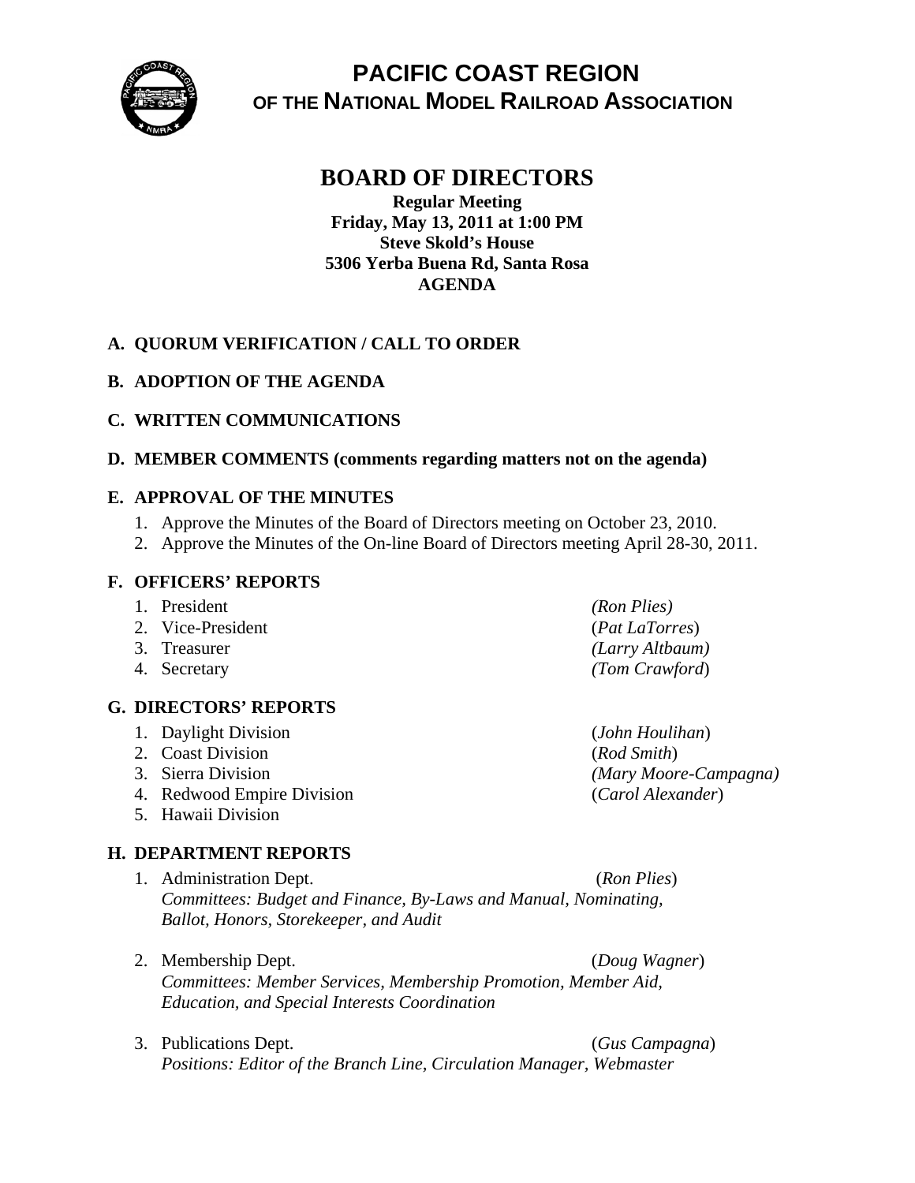# PACIFIC COAST REGION

## OF THE NATIONAL MODEL RAILROAD ASSOCIATION

# BOARD OF DIRECTORS

**Regular Meeting**
**Friday, May 13, 2011 at 1:00 PM**
**Steve Skold's House**
**5306 Yerba Buena Rd, Santa Rosa**
**AGENDA**

### A. QUORUM VERIFICATION / CALL TO ORDER

### B. ADOPTION OF THE AGENDA

### C. WRITTEN COMMUNICATIONS

### D. MEMBER COMMENTS (comments regarding matters not on the agenda)

### E. APPROVAL OF THE MINUTES

1. Approve the Minutes of the Board of Directors meeting on October 23, 2010.
2. Approve the Minutes of the On-line Board of Directors meeting April 28-30, 2011.

### F. OFFICERS' REPORTS

1. President *(Ron Plies)*
2. Vice-President (*Pat LaTorres*)
3. Treasurer *(Larry Altbaum)*
4. Secretary *(Tom Crawford*)

### G. DIRECTORS' REPORTS

1. Daylight Division (*John Houlihan*)
2. Coast Division (*Rod Smith*)
3. Sierra Division *(Mary Moore-Campagna)*
4. Redwood Empire Division (*Carol Alexander*)
5. Hawaii Division

### H. DEPARTMENT REPORTS

1. Administration Dept. (*Ron Plies*)
   *Committees: Budget and Finance, By-Laws and Manual, Nominating, Ballot, Honors, Storekeeper, and Audit*

2. Membership Dept. (*Doug Wagner*)
   *Committees: Member Services, Membership Promotion, Member Aid, Education, and Special Interests Coordination*

3. Publications Dept. (*Gus Campagna*)
   *Positions: Editor of the Branch Line, Circulation Manager, Webmaster*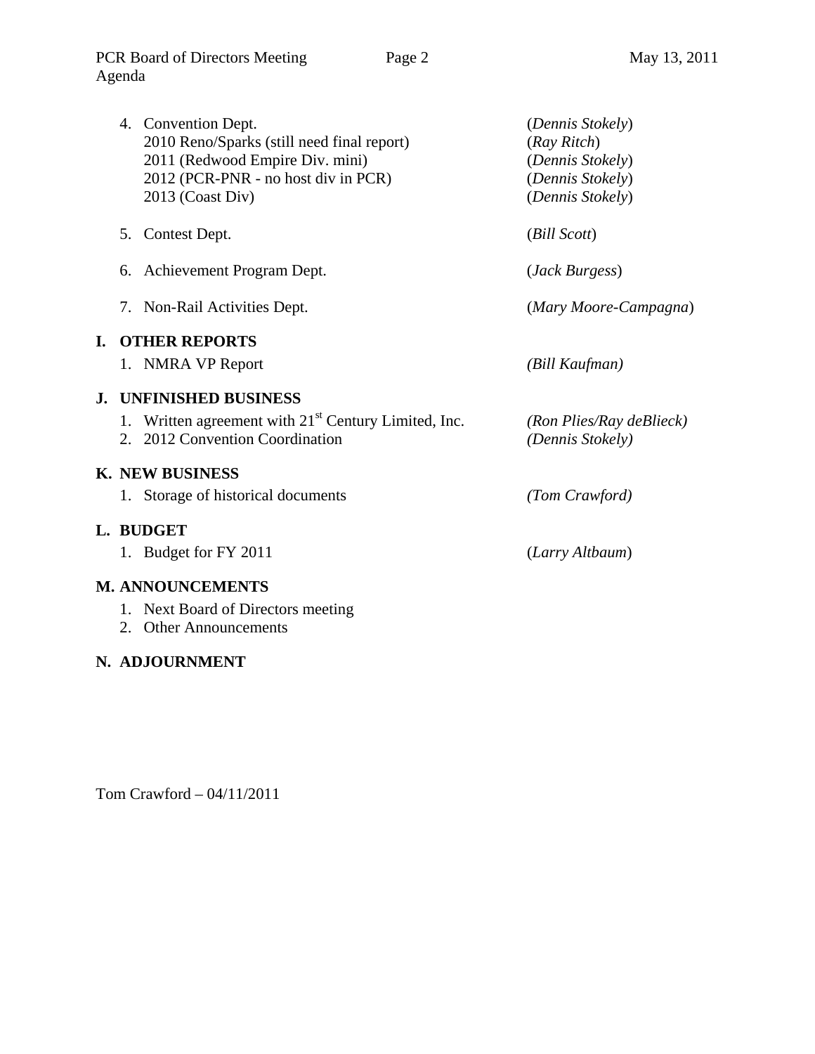4. Convention Dept. (*Dennis Stokely*)
   2010 Reno/Sparks (still need final report) (*Ray Ritch*)
   2011 (Redwood Empire Div. mini) (*Dennis Stokely*)
   2012 (PCR-PNR - no host div in PCR) (*Dennis Stokely*)
   2013 (Coast Div) (*Dennis Stokely*)

5. Contest Dept. (*Bill Scott*)

6. Achievement Program Dept. (*Jack Burgess*)

7. Non-Rail Activities Dept. (*Mary Moore-Campagna*)

## I. OTHER REPORTS

1. NMRA VP Report *(Bill Kaufman)*

## J. UNFINISHED BUSINESS

1. Written agreement with 21st Century Limited, Inc. *(Ron Plies/Ray deBlieck)*
2. 2012 Convention Coordination *(Dennis Stokely)*

## K. NEW BUSINESS

1. Storage of historical documents *(Tom Crawford)*

## L. BUDGET

1. Budget for FY 2011 (*Larry Altbaum*)

## M. ANNOUNCEMENTS

1. Next Board of Directors meeting
2. Other Announcements

## N. ADJOURNMENT

Tom Crawford – 04/11/2011